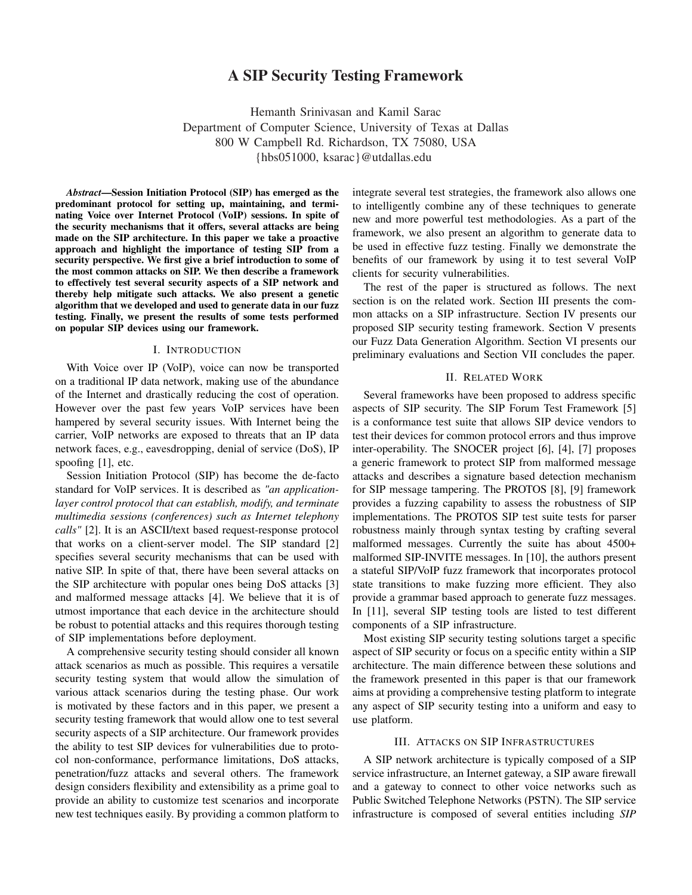# A SIP Security Testing Framework

Hemanth Srinivasan and Kamil Sarac
Department of Computer Science, University of Texas at Dallas
800 W Campbell Rd. Richardson, TX 75080, USA
{hbs051000, ksarac}@utdallas.edu

***Abstract*—Session Initiation Protocol (SIP) has emerged as the predominant protocol for setting up, maintaining, and terminating Voice over Internet Protocol (VoIP) sessions. In spite of the security mechanisms that it offers, several attacks are being made on the SIP architecture. In this paper we take a proactive approach and highlight the importance of testing SIP from a security perspective. We first give a brief introduction to some of the most common attacks on SIP. We then describe a framework to effectively test several security aspects of a SIP network and thereby help mitigate such attacks. We also present a genetic algorithm that we developed and used to generate data in our fuzz testing. Finally, we present the results of some tests performed on popular SIP devices using our framework.**

## I. Introduction

With Voice over IP (VoIP), voice can now be transported on a traditional IP data network, making use of the abundance of the Internet and drastically reducing the cost of operation. However over the past few years VoIP services have been hampered by several security issues. With Internet being the carrier, VoIP networks are exposed to threats that an IP data network faces, e.g., eavesdropping, denial of service (DoS), IP spoofing [1], etc.

Session Initiation Protocol (SIP) has become the de-facto standard for VoIP services. It is described as *"an application-layer control protocol that can establish, modify, and terminate multimedia sessions (conferences) such as Internet telephony calls"* [2]. It is an ASCII/text based request-response protocol that works on a client-server model. The SIP standard [2] specifies several security mechanisms that can be used with native SIP. In spite of that, there have been several attacks on the SIP architecture with popular ones being DoS attacks [3] and malformed message attacks [4]. We believe that it is of utmost importance that each device in the architecture should be robust to potential attacks and this requires thorough testing of SIP implementations before deployment.

A comprehensive security testing should consider all known attack scenarios as much as possible. This requires a versatile security testing system that would allow the simulation of various attack scenarios during the testing phase. Our work is motivated by these factors and in this paper, we present a security testing framework that would allow one to test several security aspects of a SIP architecture. Our framework provides the ability to test SIP devices for vulnerabilities due to protocol non-conformance, performance limitations, DoS attacks, penetration/fuzz attacks and several others. The framework design considers flexibility and extensibility as a prime goal to provide an ability to customize test scenarios and incorporate new test techniques easily. By providing a common platform to integrate several test strategies, the framework also allows one to intelligently combine any of these techniques to generate new and more powerful test methodologies. As a part of the framework, we also present an algorithm to generate data to be used in effective fuzz testing. Finally we demonstrate the benefits of our framework by using it to test several VoIP clients for security vulnerabilities.

The rest of the paper is structured as follows. The next section is on the related work. Section III presents the common attacks on a SIP infrastructure. Section IV presents our proposed SIP security testing framework. Section V presents our Fuzz Data Generation Algorithm. Section VI presents our preliminary evaluations and Section VII concludes the paper.

## II. Related Work

Several frameworks have been proposed to address specific aspects of SIP security. The SIP Forum Test Framework [5] is a conformance test suite that allows SIP device vendors to test their devices for common protocol errors and thus improve inter-operability. The SNOCER project [6], [4], [7] proposes a generic framework to protect SIP from malformed message attacks and describes a signature based detection mechanism for SIP message tampering. The PROTOS [8], [9] framework provides a fuzzing capability to assess the robustness of SIP implementations. The PROTOS SIP test suite tests for parser robustness mainly through syntax testing by crafting several malformed messages. Currently the suite has about 4500+ malformed SIP-INVITE messages. In [10], the authors present a stateful SIP/VoIP fuzz framework that incorporates protocol state transitions to make fuzzing more efficient. They also provide a grammar based approach to generate fuzz messages. In [11], several SIP testing tools are listed to test different components of a SIP infrastructure.

Most existing SIP security testing solutions target a specific aspect of SIP security or focus on a specific entity within a SIP architecture. The main difference between these solutions and the framework presented in this paper is that our framework aims at providing a comprehensive testing platform to integrate any aspect of SIP security testing into a uniform and easy to use platform.

## III. Attacks on SIP Infrastructures

A SIP network architecture is typically composed of a SIP service infrastructure, an Internet gateway, a SIP aware firewall and a gateway to connect to other voice networks such as Public Switched Telephone Networks (PSTN). The SIP service infrastructure is composed of several entities including *SIP*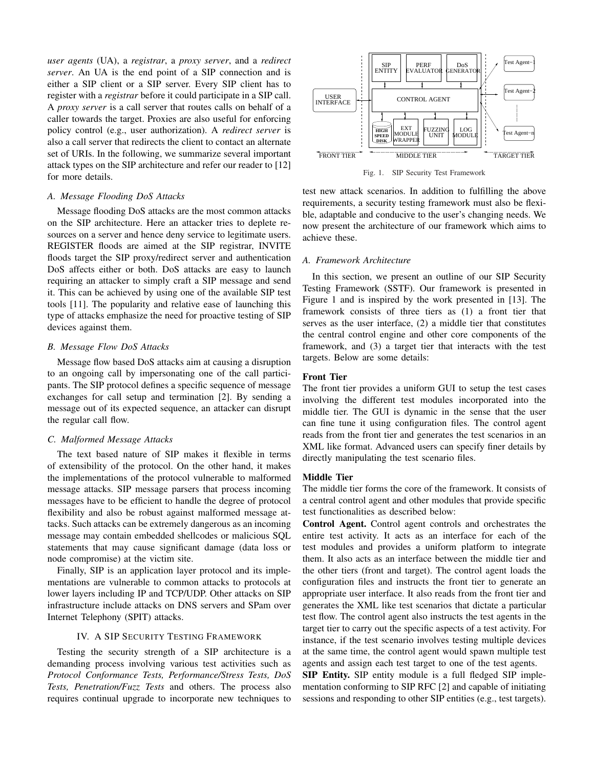*user agents* (UA), a *registrar*, a *proxy server*, and a *redirect server*. An UA is the end point of a SIP connection and is either a SIP client or a SIP server. Every SIP client has to register with a *registrar* before it could participate in a SIP call. A *proxy server* is a call server that routes calls on behalf of a caller towards the target. Proxies are also useful for enforcing policy control (e.g., user authorization). A *redirect server* is also a call server that redirects the client to contact an alternate set of URIs. In the following, we summarize several important attack types on the SIP architecture and refer our reader to [12] for more details.

### A. Message Flooding DoS Attacks

Message flooding DoS attacks are the most common attacks on the SIP architecture. Here an attacker tries to deplete resources on a server and hence deny service to legitimate users. REGISTER floods are aimed at the SIP registrar, INVITE floods target the SIP proxy/redirect server and authentication DoS affects either or both. DoS attacks are easy to launch requiring an attacker to simply craft a SIP message and send it. This can be achieved by using one of the available SIP test tools [11]. The popularity and relative ease of launching this type of attacks emphasize the need for proactive testing of SIP devices against them.

### B. Message Flow DoS Attacks

Message flow based DoS attacks aim at causing a disruption to an ongoing call by impersonating one of the call participants. The SIP protocol defines a specific sequence of message exchanges for call setup and termination [2]. By sending a message out of its expected sequence, an attacker can disrupt the regular call flow.

### C. Malformed Message Attacks

The text based nature of SIP makes it flexible in terms of extensibility of the protocol. On the other hand, it makes the implementations of the protocol vulnerable to malformed message attacks. SIP message parsers that process incoming messages have to be efficient to handle the degree of protocol flexibility and also be robust against malformed message attacks. Such attacks can be extremely dangerous as an incoming message may contain embedded shellcodes or malicious SQL statements that may cause significant damage (data loss or node compromise) at the victim site.

Finally, SIP is an application layer protocol and its implementations are vulnerable to common attacks to protocols at lower layers including IP and TCP/UDP. Other attacks on SIP infrastructure include attacks on DNS servers and SPam over Internet Telephony (SPIT) attacks.

## IV. A SIP Security Testing Framework

Testing the security strength of a SIP architecture is a demanding process involving various test activities such as *Protocol Conformance Tests, Performance/Stress Tests, DoS Tests, Penetration/Fuzz Tests* and others. The process also requires continual upgrade to incorporate new techniques to test new attack scenarios. In addition to fulfilling the above requirements, a security testing framework must also be flexible, adaptable and conducive to the user's changing needs. We now present the architecture of our framework which aims to achieve these.

SIP ENTITY
PERF EVALUATOR
DoS GENERATOR
USER INTERFACE
CONTROL AGENT
HIGH SPEED DISK
EXT MODULE WRAPPER
FUZZING UNIT
LOG MODULE
Test Agent−1
Test Agent−2
Test Agent−n
FRONT TIER
MIDDLE TIER
TARGET TIER

Fig. 1. SIP Security Test Framework

### A. Framework Architecture

In this section, we present an outline of our SIP Security Testing Framework (SSTF). Our framework is presented in Figure 1 and is inspired by the work presented in [13]. The framework consists of three tiers as (1) a front tier that serves as the user interface, (2) a middle tier that constitutes the central control engine and other core components of the framework, and (3) a target tier that interacts with the test targets. Below are some details:

**Front Tier**

The front tier provides a uniform GUI to setup the test cases involving the different test modules incorporated into the middle tier. The GUI is dynamic in the sense that the user can fine tune it using configuration files. The control agent reads from the front tier and generates the test scenarios in an XML like format. Advanced users can specify finer details by directly manipulating the test scenario files.

**Middle Tier**

The middle tier forms the core of the framework. It consists of a central control agent and other modules that provide specific test functionalities as described below:

**Control Agent.** Control agent controls and orchestrates the entire test activity. It acts as an interface for each of the test modules and provides a uniform platform to integrate them. It also acts as an interface between the middle tier and the other tiers (front and target). The control agent loads the configuration files and instructs the front tier to generate an appropriate user interface. It also reads from the front tier and generates the XML like test scenarios that dictate a particular test flow. The control agent also instructs the test agents in the target tier to carry out the specific aspects of a test activity. For instance, if the test scenario involves testing multiple devices at the same time, the control agent would spawn multiple test agents and assign each test target to one of the test agents.

**SIP Entity.** SIP entity module is a full fledged SIP implementation conforming to SIP RFC [2] and capable of initiating sessions and responding to other SIP entities (e.g., test targets).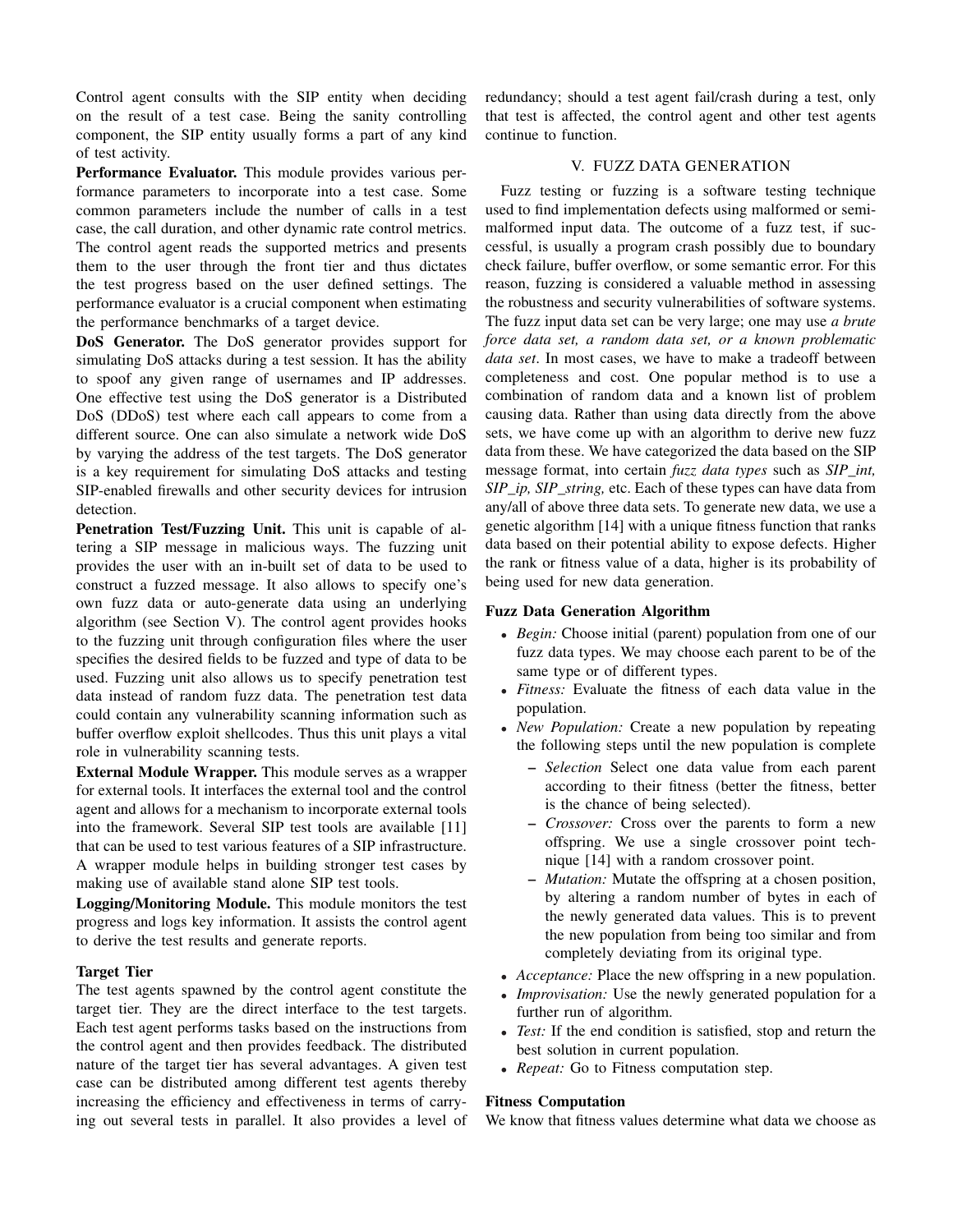Control agent consults with the SIP entity when deciding on the result of a test case. Being the sanity controlling component, the SIP entity usually forms a part of any kind of test activity.

**Performance Evaluator.** This module provides various performance parameters to incorporate into a test case. Some common parameters include the number of calls in a test case, the call duration, and other dynamic rate control metrics. The control agent reads the supported metrics and presents them to the user through the front tier and thus dictates the test progress based on the user defined settings. The performance evaluator is a crucial component when estimating the performance benchmarks of a target device.

**DoS Generator.** The DoS generator provides support for simulating DoS attacks during a test session. It has the ability to spoof any given range of usernames and IP addresses. One effective test using the DoS generator is a Distributed DoS (DDoS) test where each call appears to come from a different source. One can also simulate a network wide DoS by varying the address of the test targets. The DoS generator is a key requirement for simulating DoS attacks and testing SIP-enabled firewalls and other security devices for intrusion detection.

**Penetration Test/Fuzzing Unit.** This unit is capable of altering a SIP message in malicious ways. The fuzzing unit provides the user with an in-built set of data to be used to construct a fuzzed message. It also allows to specify one's own fuzz data or auto-generate data using an underlying algorithm (see Section V). The control agent provides hooks to the fuzzing unit through configuration files where the user specifies the desired fields to be fuzzed and type of data to be used. Fuzzing unit also allows us to specify penetration test data instead of random fuzz data. The penetration test data could contain any vulnerability scanning information such as buffer overflow exploit shellcodes. Thus this unit plays a vital role in vulnerability scanning tests.

**External Module Wrapper.** This module serves as a wrapper for external tools. It interfaces the external tool and the control agent and allows for a mechanism to incorporate external tools into the framework. Several SIP test tools are available [11] that can be used to test various features of a SIP infrastructure. A wrapper module helps in building stronger test cases by making use of available stand alone SIP test tools.

**Logging/Monitoring Module.** This module monitors the test progress and logs key information. It assists the control agent to derive the test results and generate reports.

### Target Tier

The test agents spawned by the control agent constitute the target tier. They are the direct interface to the test targets. Each test agent performs tasks based on the instructions from the control agent and then provides feedback. The distributed nature of the target tier has several advantages. A given test case can be distributed among different test agents thereby increasing the efficiency and effectiveness in terms of carrying out several tests in parallel. It also provides a level of redundancy; should a test agent fail/crash during a test, only that test is affected, the control agent and other test agents continue to function.

## V. FUZZ DATA GENERATION

Fuzz testing or fuzzing is a software testing technique used to find implementation defects using malformed or semi-malformed input data. The outcome of a fuzz test, if successful, is usually a program crash possibly due to boundary check failure, buffer overflow, or some semantic error. For this reason, fuzzing is considered a valuable method in assessing the robustness and security vulnerabilities of software systems. The fuzz input data set can be very large; one may use *a brute force data set, a random data set, or a known problematic data set*. In most cases, we have to make a tradeoff between completeness and cost. One popular method is to use a combination of random data and a known list of problem causing data. Rather than using data directly from the above sets, we have come up with an algorithm to derive new fuzz data from these. We have categorized the data based on the SIP message format, into certain *fuzz data types* such as *SIP_int, SIP_ip, SIP_string,* etc. Each of these types can have data from any/all of above three data sets. To generate new data, we use a genetic algorithm [14] with a unique fitness function that ranks data based on their potential ability to expose defects. Higher the rank or fitness value of a data, higher is its probability of being used for new data generation.

### Fuzz Data Generation Algorithm

- *Begin:* Choose initial (parent) population from one of our fuzz data types. We may choose each parent to be of the same type or of different types.
- *Fitness:* Evaluate the fitness of each data value in the population.
- *New Population:* Create a new population by repeating the following steps until the new population is complete
  - *Selection* Select one data value from each parent according to their fitness (better the fitness, better is the chance of being selected).
  - *Crossover:* Cross over the parents to form a new offspring. We use a single crossover point technique [14] with a random crossover point.
  - *Mutation:* Mutate the offspring at a chosen position, by altering a random number of bytes in each of the newly generated data values. This is to prevent the new population from being too similar and from completely deviating from its original type.
- *Acceptance:* Place the new offspring in a new population.
- *Improvisation:* Use the newly generated population for a further run of algorithm.
- *Test:* If the end condition is satisfied, stop and return the best solution in current population.
- *Repeat:* Go to Fitness computation step.

### Fitness Computation

We know that fitness values determine what data we choose as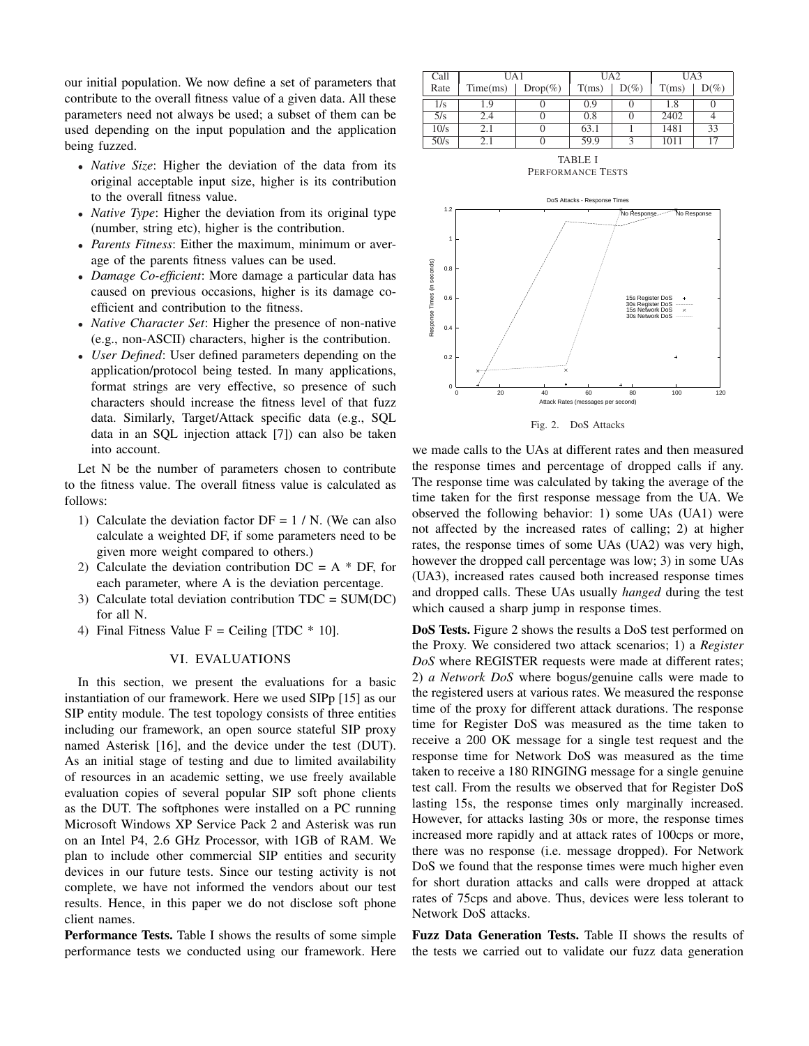our initial population. We now define a set of parameters that contribute to the overall fitness value of a given data. All these parameters need not always be used; a subset of them can be used depending on the input population and the application being fuzzed.

- *Native Size*: Higher the deviation of the data from its original acceptable input size, higher is its contribution to the overall fitness value.
- *Native Type*: Higher the deviation from its original type (number, string etc), higher is the contribution.
- *Parents Fitness*: Either the maximum, minimum or average of the parents fitness values can be used.
- *Damage Co-efficient*: More damage a particular data has caused on previous occasions, higher is its damage coefficient and contribution to the fitness.
- *Native Character Set*: Higher the presence of non-native (e.g., non-ASCII) characters, higher is the contribution.
- *User Defined*: User defined parameters depending on the application/protocol being tested. In many applications, format strings are very effective, so presence of such characters should increase the fitness level of that fuzz data. Similarly, Target/Attack specific data (e.g., SQL data in an SQL injection attack [7]) can also be taken into account.

Let N be the number of parameters chosen to contribute to the fitness value. The overall fitness value is calculated as follows:

1) Calculate the deviation factor DF = 1 / N. (We can also calculate a weighted DF, if some parameters need to be given more weight compared to others.)
2) Calculate the deviation contribution DC = A * DF, for each parameter, where A is the deviation percentage.
3) Calculate total deviation contribution TDC = SUM(DC) for all N.
4) Final Fitness Value F = Ceiling [TDC * 10].

## VI. EVALUATIONS

In this section, we present the evaluations for a basic instantiation of our framework. Here we used SIPp [15] as our SIP entity module. The test topology consists of three entities including our framework, an open source stateful SIP proxy named Asterisk [16], and the device under the test (DUT). As an initial stage of testing and due to limited availability of resources in an academic setting, we use freely available evaluation copies of several popular SIP soft phone clients as the DUT. The softphones were installed on a PC running Microsoft Windows XP Service Pack 2 and Asterisk was run on an Intel P4, 2.6 GHz Processor, with 1GB of RAM. We plan to include other commercial SIP entities and security devices in our future tests. Since our testing activity is not complete, we have not informed the vendors about our test results. Hence, in this paper we do not disclose soft phone client names.

**Performance Tests.** Table I shows the results of some simple performance tests we conducted using our framework. Here we made calls to the UAs at different rates and then measured the response times and percentage of dropped calls if any. The response time was calculated by taking the average of the time taken for the first response message from the UA. We observed the following behavior: 1) some UAs (UA1) were not affected by the increased rates of calling; 2) at higher rates, the response times of some UAs (UA2) was very high, however the dropped call percentage was low; 3) in some UAs (UA3), increased rates caused both increased response times and dropped calls. These UAs usually *hanged* during the test which caused a sharp jump in response times.

| Call | UA1 | | UA2 | | UA3 | |
|---|---|---|---|---|---|---|
| Rate | Time(ms) | Drop(%) | T(ms) | D(%) | T(ms) | D(%) |
| 1/s | 1.9 | 0 | 0.9 | 0 | 1.8 | 0 |
| 5/s | 2.4 | 0 | 0.8 | 0 | 2402 | 4 |
| 10/s | 2.1 | 0 | 63.1 | 1 | 1481 | 33 |
| 50/s | 2.1 | 0 | 59.9 | 3 | 1011 | 17 |

TABLE I
PERFORMANCE TESTS

Fig. 2. DoS Attacks

**DoS Tests.** Figure 2 shows the results a DoS test performed on the Proxy. We considered two attack scenarios; 1) a *Register DoS* where REGISTER requests were made at different rates; 2) *a Network DoS* where bogus/genuine calls were made to the registered users at various rates. We measured the response time of the proxy for different attack durations. The response time for Register DoS was measured as the time taken to receive a 200 OK message for a single test request and the response time for Network DoS was measured as the time taken to receive a 180 RINGING message for a single genuine test call. From the results we observed that for Register DoS lasting 15s, the response times only marginally increased. However, for attacks lasting 30s or more, the response times increased more rapidly and at attack rates of 100cps or more, there was no response (i.e. message dropped). For Network DoS we found that the response times were much higher even for short duration attacks and calls were dropped at attack rates of 75cps and above. Thus, devices were less tolerant to Network DoS attacks.

**Fuzz Data Generation Tests.** Table II shows the results of the tests we carried out to validate our fuzz data generation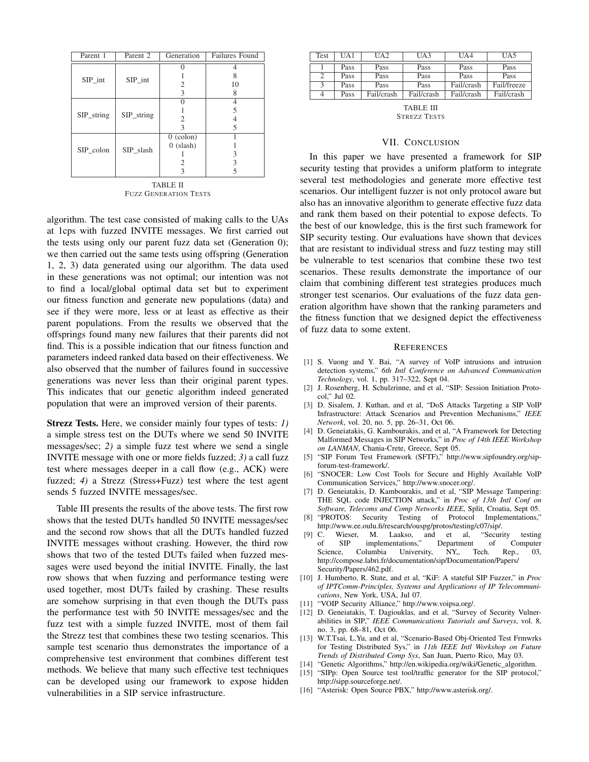| Parent 1 | Parent 2 | Generation | Failures Found |
|---|---|---|---|
| SIP_int | SIP_int | 0 | 4 |
| | | 1 | 8 |
| | | 2 | 10 |
| | | 3 | 8 |
| SIP_string | SIP_string | 0 | 4 |
| | | 1 | 5 |
| | | 2 | 4 |
| | | 3 | 5 |
| SIP_colon | SIP_slash | 0 (colon) | 1 |
| | | 0 (slash) | 1 |
| | | 1 | 3 |
| | | 2 | 3 |
| | | 3 | 5 |

TABLE II
FUZZ GENERATION TESTS

algorithm. The test case consisted of making calls to the UAs at 1cps with fuzzed INVITE messages. We first carried out the tests using only our parent fuzz data set (Generation 0); we then carried out the same tests using offspring (Generation 1, 2, 3) data generated using our algorithm. The data used in these generations was not optimal; our intention was not to find a local/global optimal data set but to experiment our fitness function and generate new populations (data) and see if they were more, less or at least as effective as their parent populations. From the results we observed that the offsprings found many new failures that their parents did not find. This is a possible indication that our fitness function and parameters indeed ranked data based on their effectiveness. We also observed that the number of failures found in successive generations was never less than their original parent types. This indicates that our genetic algorithm indeed generated population that were an improved version of their parents.

**Strezz Tests.** Here, we consider mainly four types of tests: *1)* a simple stress test on the DUTs where we send 50 INVITE messages/sec; *2)* a simple fuzz test where we send a single INVITE message with one or more fields fuzzed; *3)* a call fuzz test where messages deeper in a call flow (e.g., ACK) were fuzzed; *4)* a Strezz (Stress+Fuzz) test where the test agent sends 5 fuzzed INVITE messages/sec.

Table III presents the results of the above tests. The first row shows that the tested DUTs handled 50 INVITE messages/sec and the second row shows that all the DUTs handled fuzzed INVITE messages without crashing. However, the third row shows that two of the tested DUTs failed when fuzzed messages were used beyond the initial INVITE. Finally, the last row shows that when fuzzing and performance testing were used together, most DUTs failed by crashing. These results are somehow surprising in that even though the DUTs pass the performance test with 50 INVITE messages/sec and the fuzz test with a simple fuzzed INVITE, most of them fail the Strezz test that combines these two testing scenarios. This sample test scenario thus demonstrates the importance of a comprehensive test environment that combines different test methods. We believe that many such effective test techniques can be developed using our framework to expose hidden vulnerabilities in a SIP service infrastructure.

| Test | UA1 | UA2 | UA3 | UA4 | UA5 |
|---|---|---|---|---|---|
| 1 | Pass | Pass | Pass | Pass | Pass |
| 2 | Pass | Pass | Pass | Pass | Pass |
| 3 | Pass | Pass | Pass | Fail/crash | Fail/freeze |
| 4 | Pass | Fail/crash | Fail/crash | Fail/crash | Fail/crash |

TABLE III
STREZZ TESTS

## VII. CONCLUSION

In this paper we have presented a framework for SIP security testing that provides a uniform platform to integrate several test methodologies and generate more effective test scenarios. Our intelligent fuzzer is not only protocol aware but also has an innovative algorithm to generate effective fuzz data and rank them based on their potential to expose defects. To the best of our knowledge, this is the first such framework for SIP security testing. Our evaluations have shown that devices that are resistant to individual stress and fuzz testing may still be vulnerable to test scenarios that combine these two test scenarios. These results demonstrate the importance of our claim that combining different test strategies produces much stronger test scenarios. Our evaluations of the fuzz data generation algorithm have shown that the ranking parameters and the fitness function that we designed depict the effectiveness of fuzz data to some extent.

## REFERENCES

[1] S. Vuong and Y. Bai, "A survey of VoIP intrusions and intrusion detection systems," *6th Intl Conference on Advanced Communication Technology*, vol. 1, pp. 317–322, Sept 04.

[2] J. Rosenberg, H. Schulzrinne, and et al, "SIP: Session Initiation Protocol," Jul 02.

[3] D. Sisalem, J. Kuthan, and et al, "DoS Attacks Targeting a SIP VoIP Infrastructure: Attack Scenarios and Prevention Mechanisms," *IEEE Network*, vol. 20, no. 5, pp. 26–31, Oct 06.

[4] D. Geneiatakis, G. Kambourakis, and et al, "A Framework for Detecting Malformed Messages in SIP Networks," in *Proc of 14th IEEE Workshop on LANMAN*, Chania-Crete, Greece, Sept 05.

[5] "SIP Forum Test Framework (SFTF)," http://www.sipfoundry.org/sip-forum-test-framework/.

[6] "SNOCER: Low Cost Tools for Secure and Highly Available VoIP Communication Services," http://www.snocer.org/.

[7] D. Geneiatakis, D. Kambourakis, and et al, "SIP Message Tampering: THE SQL code INJECTION attack," in *Proc of 13th Intl Conf on Software, Telecoms and Comp Networks IEEE*, Split, Croatia, Sept 05.

[8] "PROTOS: Security Testing of Protocol Implementations," http://www.ee.oulu.fi/research/ouspg/protos/testing/c07/sip/.

[9] C. Wieser, M. Laakso, and et al, "Security testing of SIP implementations," Department of Computer Science, Columbia University, NY,, Tech. Rep., 03, http://compose.labri.fr/documentation/sip/Documentation/Papers/Security/Papers/462.pdf.

[10] J. Humberto, R. State, and et al, "KiF: A stateful SIP Fuzzer," in *Proc of IPTComm-Principles, Systems and Applications of IP Telecommunications*, New York, USA, Jul 07.

[11] "VOIP Security Alliance," http://www.voipsa.org/.

[12] D. Geneiatakis, T. Dagiouklas, and et al, "Survey of Security Vulnerabilities in SIP," *IEEE Communications Tutorials and Surveys*, vol. 8, no. 3, pp. 68–81, Oct 06.

[13] W.T.Tsai, L.Yu, and et al, "Scenario-Based Obj-Oriented Test Frmwrks for Testing Distributed Sys," in *11th IEEE Intl Workshop on Future Trends of Distributed Comp Sys*, San Juan, Puerto Rico, May 03.

[14] "Genetic Algorithms," http://en.wikipedia.org/wiki/Genetic_algorithm.

[15] "SIPp: Open Source test tool/traffic generator for the SIP protocol," http://sipp.sourceforge.net/.

[16] "Asterisk: Open Source PBX," http://www.asterisk.org/.